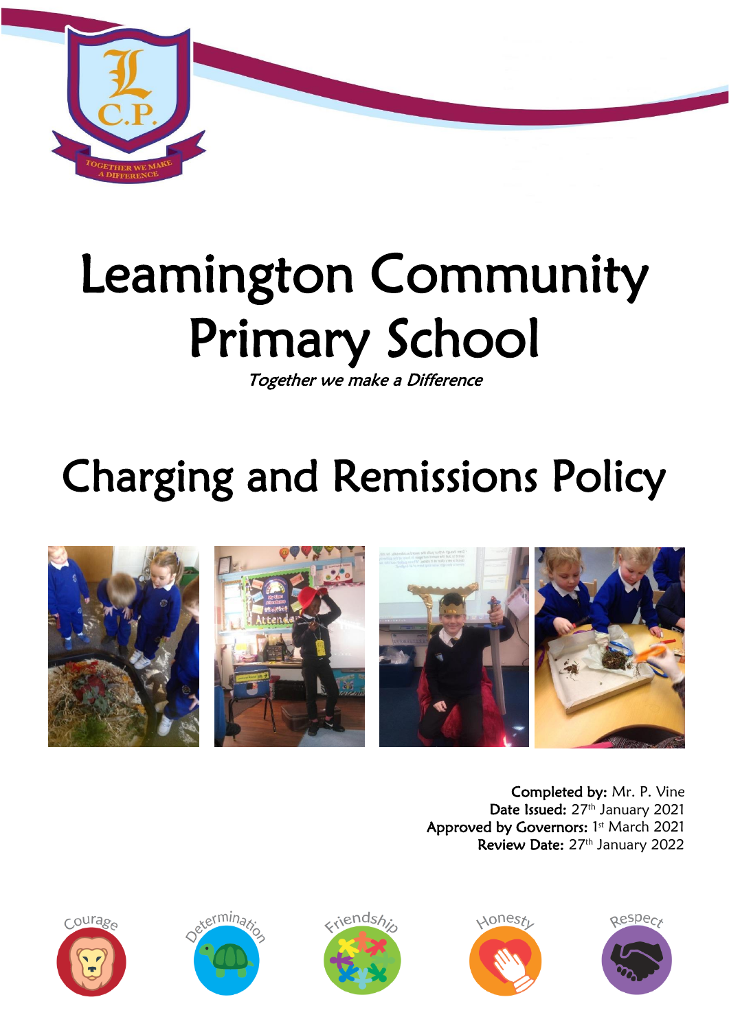# Leamington Community Primary School

*Together we make a Difference*

# Charging and Remissions Policy

**Completed by:** Mr. P. Vine
**Date Issued:** 27th January 2021
**Approved by Governors:** 1st March 2021
**Review Date:** 27th January 2022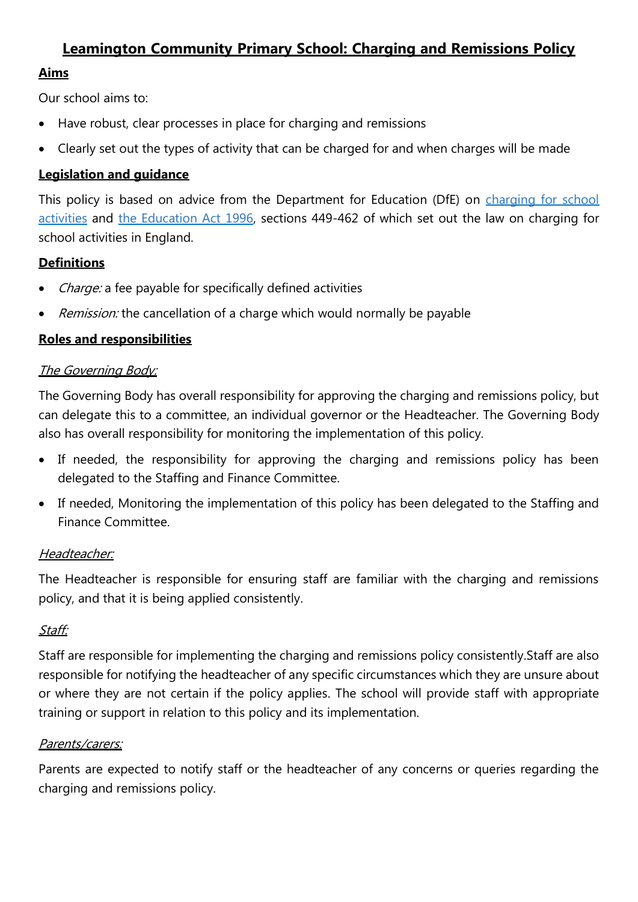# Leamington Community Primary School: Charging and Remissions Policy

## Aims

Our school aims to:

- Have robust, clear processes in place for charging and remissions
- Clearly set out the types of activity that can be charged for and when charges will be made

## Legislation and guidance

This policy is based on advice from the Department for Education (DfE) on [charging for school activities](charging for school activities) and [the Education Act 1996](the Education Act 1996), sections 449-462 of which set out the law on charging for school activities in England.

## Definitions

- *Charge:* a fee payable for specifically defined activities
- *Remission:* the cancellation of a charge which would normally be payable

## Roles and responsibilities

### *The Governing Body:*

The Governing Body has overall responsibility for approving the charging and remissions policy, but can delegate this to a committee, an individual governor or the Headteacher. The Governing Body also has overall responsibility for monitoring the implementation of this policy.

- If needed, the responsibility for approving the charging and remissions policy has been delegated to the Staffing and Finance Committee.
- If needed, Monitoring the implementation of this policy has been delegated to the Staffing and Finance Committee.

### *Headteacher:*

The Headteacher is responsible for ensuring staff are familiar with the charging and remissions policy, and that it is being applied consistently.

### *Staff:*

Staff are responsible for implementing the charging and remissions policy consistently.Staff are also responsible for notifying the headteacher of any specific circumstances which they are unsure about or where they are not certain if the policy applies. The school will provide staff with appropriate training or support in relation to this policy and its implementation.

### *Parents/carers:*

Parents are expected to notify staff or the headteacher of any concerns or queries regarding the charging and remissions policy.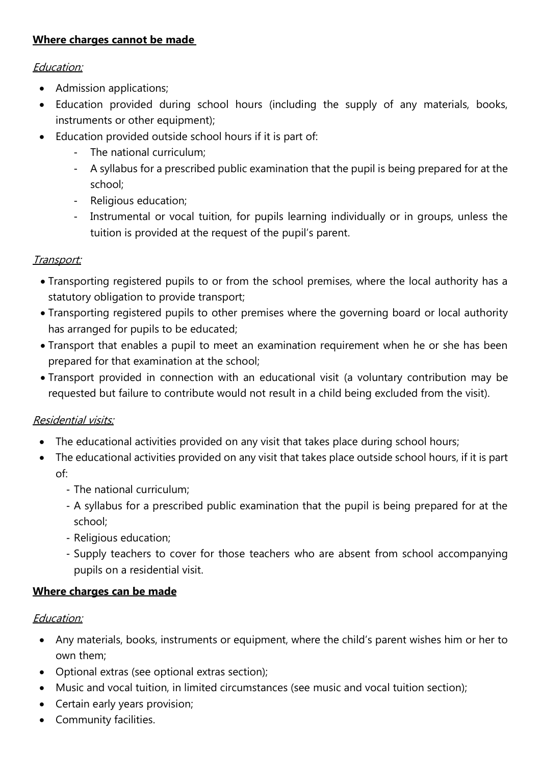**Where charges cannot be made**

*Education:*

- Admission applications;
- Education provided during school hours (including the supply of any materials, books, instruments or other equipment);
- Education provided outside school hours if it is part of:
  - The national curriculum;
  - A syllabus for a prescribed public examination that the pupil is being prepared for at the school;
  - Religious education;
  - Instrumental or vocal tuition, for pupils learning individually or in groups, unless the tuition is provided at the request of the pupil's parent.

*Transport:*

- Transporting registered pupils to or from the school premises, where the local authority has a statutory obligation to provide transport;
- Transporting registered pupils to other premises where the governing board or local authority has arranged for pupils to be educated;
- Transport that enables a pupil to meet an examination requirement when he or she has been prepared for that examination at the school;
- Transport provided in connection with an educational visit (a voluntary contribution may be requested but failure to contribute would not result in a child being excluded from the visit).

*Residential visits:*

- The educational activities provided on any visit that takes place during school hours;
- The educational activities provided on any visit that takes place outside school hours, if it is part of:
  - The national curriculum;
  - A syllabus for a prescribed public examination that the pupil is being prepared for at the school;
  - Religious education;
  - Supply teachers to cover for those teachers who are absent from school accompanying pupils on a residential visit.

**Where charges can be made**

*Education:*

- Any materials, books, instruments or equipment, where the child's parent wishes him or her to own them;
- Optional extras (see optional extras section);
- Music and vocal tuition, in limited circumstances (see music and vocal tuition section);
- Certain early years provision;
- Community facilities.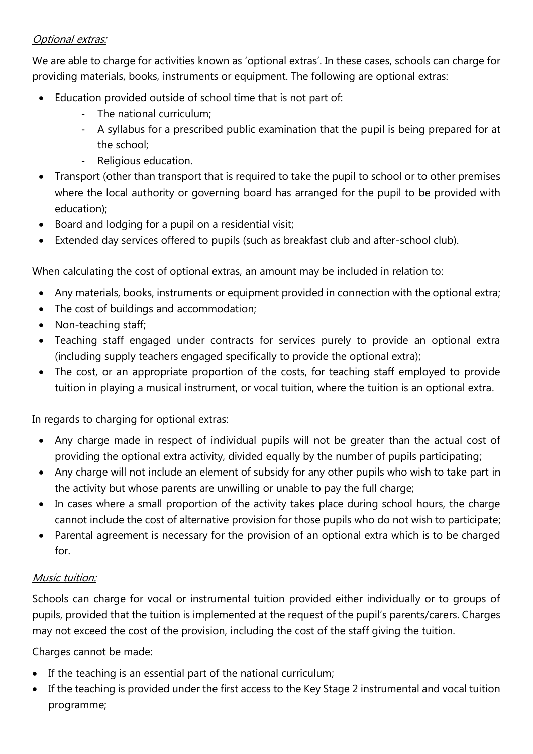*Optional extras:*

We are able to charge for activities known as 'optional extras'. In these cases, schools can charge for providing materials, books, instruments or equipment. The following are optional extras:

- Education provided outside of school time that is not part of:
  - The national curriculum;
  - A syllabus for a prescribed public examination that the pupil is being prepared for at the school;
  - Religious education.
- Transport (other than transport that is required to take the pupil to school or to other premises where the local authority or governing board has arranged for the pupil to be provided with education);
- Board and lodging for a pupil on a residential visit;
- Extended day services offered to pupils (such as breakfast club and after-school club).

When calculating the cost of optional extras, an amount may be included in relation to:

- Any materials, books, instruments or equipment provided in connection with the optional extra;
- The cost of buildings and accommodation;
- Non-teaching staff;
- Teaching staff engaged under contracts for services purely to provide an optional extra (including supply teachers engaged specifically to provide the optional extra);
- The cost, or an appropriate proportion of the costs, for teaching staff employed to provide tuition in playing a musical instrument, or vocal tuition, where the tuition is an optional extra.

In regards to charging for optional extras:

- Any charge made in respect of individual pupils will not be greater than the actual cost of providing the optional extra activity, divided equally by the number of pupils participating;
- Any charge will not include an element of subsidy for any other pupils who wish to take part in the activity but whose parents are unwilling or unable to pay the full charge;
- In cases where a small proportion of the activity takes place during school hours, the charge cannot include the cost of alternative provision for those pupils who do not wish to participate;
- Parental agreement is necessary for the provision of an optional extra which is to be charged for.

*Music tuition:*

Schools can charge for vocal or instrumental tuition provided either individually or to groups of pupils, provided that the tuition is implemented at the request of the pupil's parents/carers. Charges may not exceed the cost of the provision, including the cost of the staff giving the tuition.

Charges cannot be made:

- If the teaching is an essential part of the national curriculum;
- If the teaching is provided under the first access to the Key Stage 2 instrumental and vocal tuition programme;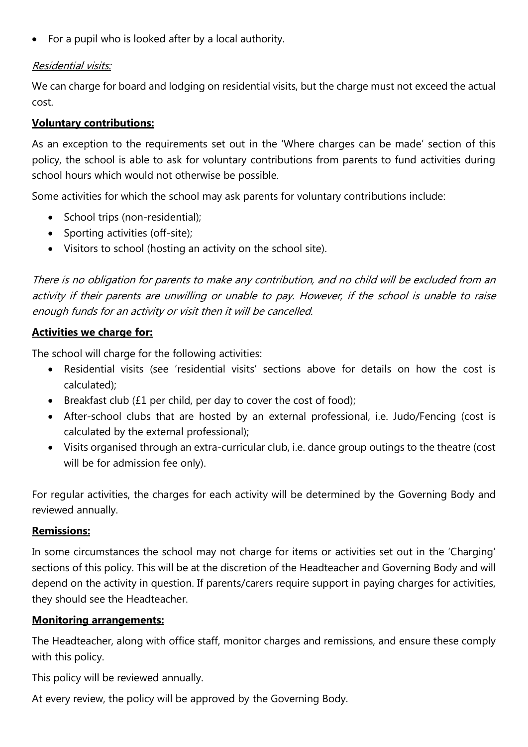- For a pupil who is looked after by a local authority.

*Residential visits:*

We can charge for board and lodging on residential visits, but the charge must not exceed the actual cost.

**Voluntary contributions:**

As an exception to the requirements set out in the 'Where charges can be made' section of this policy, the school is able to ask for voluntary contributions from parents to fund activities during school hours which would not otherwise be possible.

Some activities for which the school may ask parents for voluntary contributions include:

- School trips (non-residential);
- Sporting activities (off-site);
- Visitors to school (hosting an activity on the school site).

*There is no obligation for parents to make any contribution, and no child will be excluded from an activity if their parents are unwilling or unable to pay. However, if the school is unable to raise enough funds for an activity or visit then it will be cancelled.*

**Activities we charge for:**

The school will charge for the following activities:

- Residential visits (see 'residential visits' sections above for details on how the cost is calculated);
- Breakfast club (£1 per child, per day to cover the cost of food);
- After-school clubs that are hosted by an external professional, i.e. Judo/Fencing (cost is calculated by the external professional);
- Visits organised through an extra-curricular club, i.e. dance group outings to the theatre (cost will be for admission fee only).

For regular activities, the charges for each activity will be determined by the Governing Body and reviewed annually.

**Remissions:**

In some circumstances the school may not charge for items or activities set out in the 'Charging' sections of this policy. This will be at the discretion of the Headteacher and Governing Body and will depend on the activity in question. If parents/carers require support in paying charges for activities, they should see the Headteacher.

**Monitoring arrangements:**

The Headteacher, along with office staff, monitor charges and remissions, and ensure these comply with this policy.

This policy will be reviewed annually.

At every review, the policy will be approved by the Governing Body.